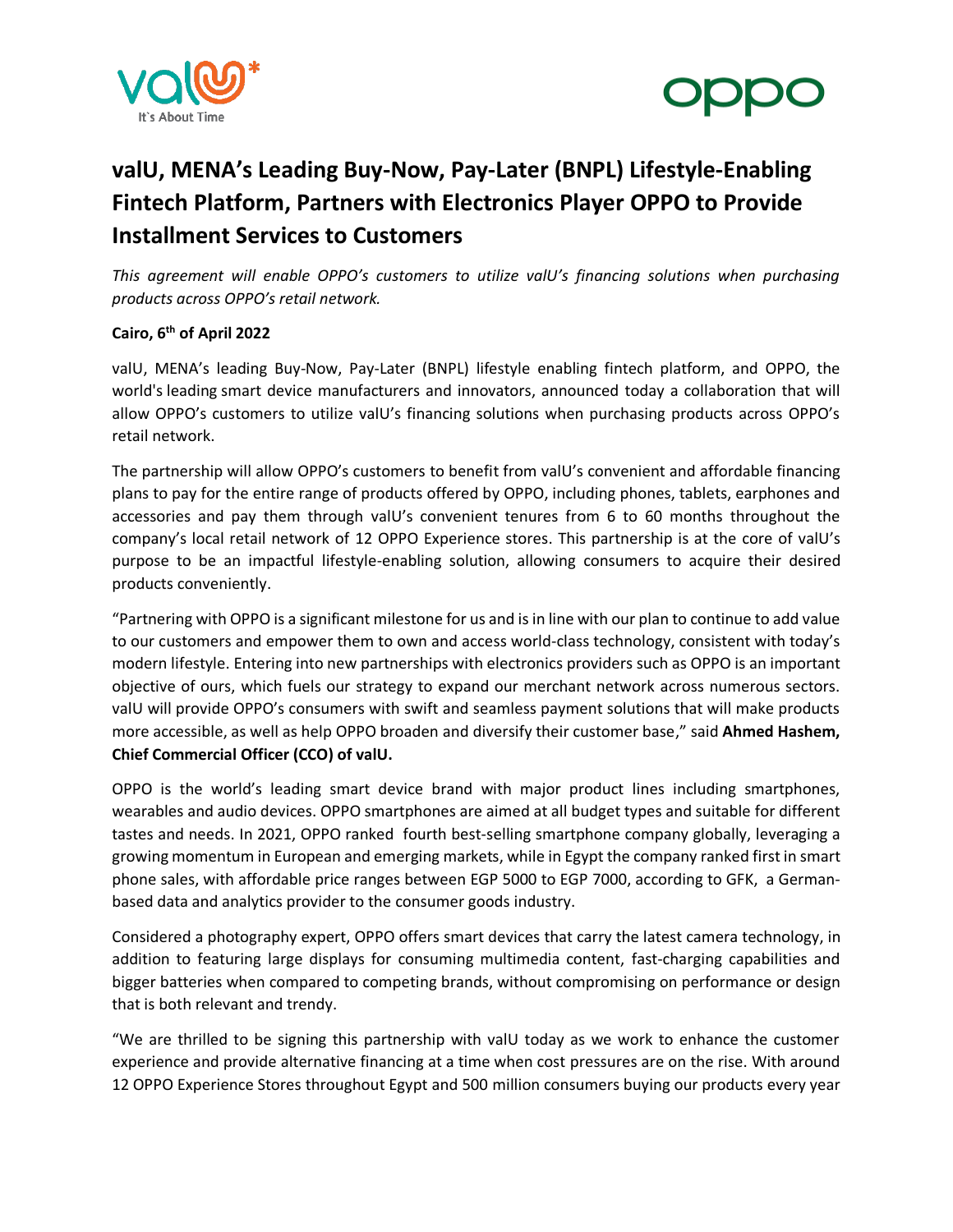# valU, MENA's Leading Buy-Now, Pay-Later (BNPL) Lifestyle-Enabling Fintech Platform, Partners with Electronics Player OPPO to Provide Installment Services to Customers

*This agreement will enable OPPO's customers to utilize valU's financing solutions when purchasing products across OPPO's retail network.*

**Cairo, 6th of April 2022**

valU, MENA's leading Buy-Now, Pay-Later (BNPL) lifestyle enabling fintech platform, and OPPO, the world's leading smart device manufacturers and innovators, announced today a collaboration that will allow OPPO's customers to utilize valU's financing solutions when purchasing products across OPPO's retail network.

The partnership will allow OPPO's customers to benefit from valU's convenient and affordable financing plans to pay for the entire range of products offered by OPPO, including phones, tablets, earphones and accessories and pay them through valU's convenient tenures from 6 to 60 months throughout the company's local retail network of 12 OPPO Experience stores. This partnership is at the core of valU's purpose to be an impactful lifestyle-enabling solution, allowing consumers to acquire their desired products conveniently.

"Partnering with OPPO is a significant milestone for us and is in line with our plan to continue to add value to our customers and empower them to own and access world-class technology, consistent with today's modern lifestyle. Entering into new partnerships with electronics providers such as OPPO is an important objective of ours, which fuels our strategy to expand our merchant network across numerous sectors. valU will provide OPPO's consumers with swift and seamless payment solutions that will make products more accessible, as well as help OPPO broaden and diversify their customer base," said **Ahmed Hashem, Chief Commercial Officer (CCO) of valU.**

OPPO is the world's leading smart device brand with major product lines including smartphones, wearables and audio devices. OPPO smartphones are aimed at all budget types and suitable for different tastes and needs. In 2021, OPPO ranked fourth best-selling smartphone company globally, leveraging a growing momentum in European and emerging markets, while in Egypt the company ranked first in smart phone sales, with affordable price ranges between EGP 5000 to EGP 7000, according to GFK, a German-based data and analytics provider to the consumer goods industry.

Considered a photography expert, OPPO offers smart devices that carry the latest camera technology, in addition to featuring large displays for consuming multimedia content, fast-charging capabilities and bigger batteries when compared to competing brands, without compromising on performance or design that is both relevant and trendy.

"We are thrilled to be signing this partnership with valU today as we work to enhance the customer experience and provide alternative financing at a time when cost pressures are on the rise. With around 12 OPPO Experience Stores throughout Egypt and 500 million consumers buying our products every year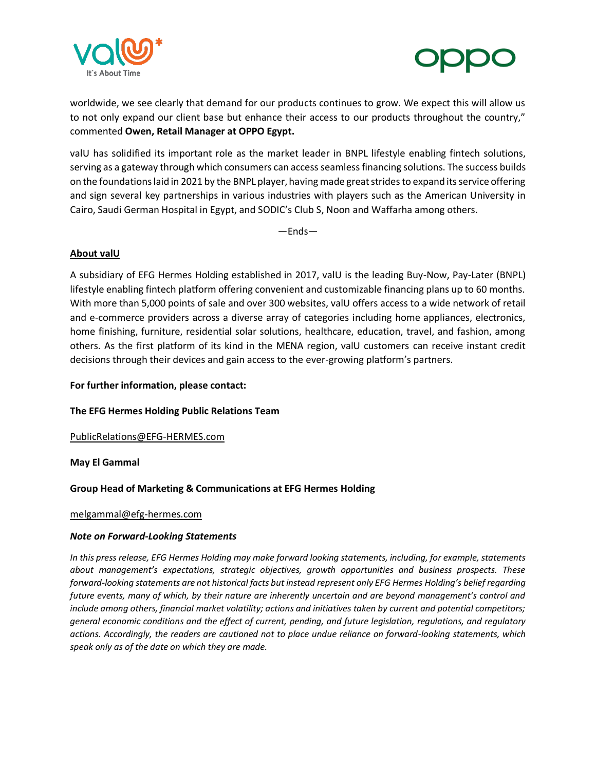worldwide, we see clearly that demand for our products continues to grow. We expect this will allow us to not only expand our client base but enhance their access to our products throughout the country," commented **Owen, Retail Manager at OPPO Egypt.**

valU has solidified its important role as the market leader in BNPL lifestyle enabling fintech solutions, serving as a gateway through which consumers can access seamless financing solutions. The success builds on the foundations laid in 2021 by the BNPL player, having made great strides to expand its service offering and sign several key partnerships in various industries with players such as the American University in Cairo, Saudi German Hospital in Egypt, and SODIC's Club S, Noon and Waffarha among others.

—Ends—

**About valU**

A subsidiary of EFG Hermes Holding established in 2017, valU is the leading Buy-Now, Pay-Later (BNPL) lifestyle enabling fintech platform offering convenient and customizable financing plans up to 60 months. With more than 5,000 points of sale and over 300 websites, valU offers access to a wide network of retail and e-commerce providers across a diverse array of categories including home appliances, electronics, home finishing, furniture, residential solar solutions, healthcare, education, travel, and fashion, among others. As the first platform of its kind in the MENA region, valU customers can receive instant credit decisions through their devices and gain access to the ever-growing platform's partners.

**For further information, please contact:**

**The EFG Hermes Holding Public Relations Team**

PublicRelations@EFG-HERMES.com

**May El Gammal**

**Group Head of Marketing & Communications at EFG Hermes Holding**

melgammal@efg-hermes.com

***Note on Forward-Looking Statements***

*In this press release, EFG Hermes Holding may make forward looking statements, including, for example, statements about management's expectations, strategic objectives, growth opportunities and business prospects. These forward-looking statements are not historical facts but instead represent only EFG Hermes Holding's belief regarding future events, many of which, by their nature are inherently uncertain and are beyond management's control and include among others, financial market volatility; actions and initiatives taken by current and potential competitors; general economic conditions and the effect of current, pending, and future legislation, regulations, and regulatory actions. Accordingly, the readers are cautioned not to place undue reliance on forward-looking statements, which speak only as of the date on which they are made.*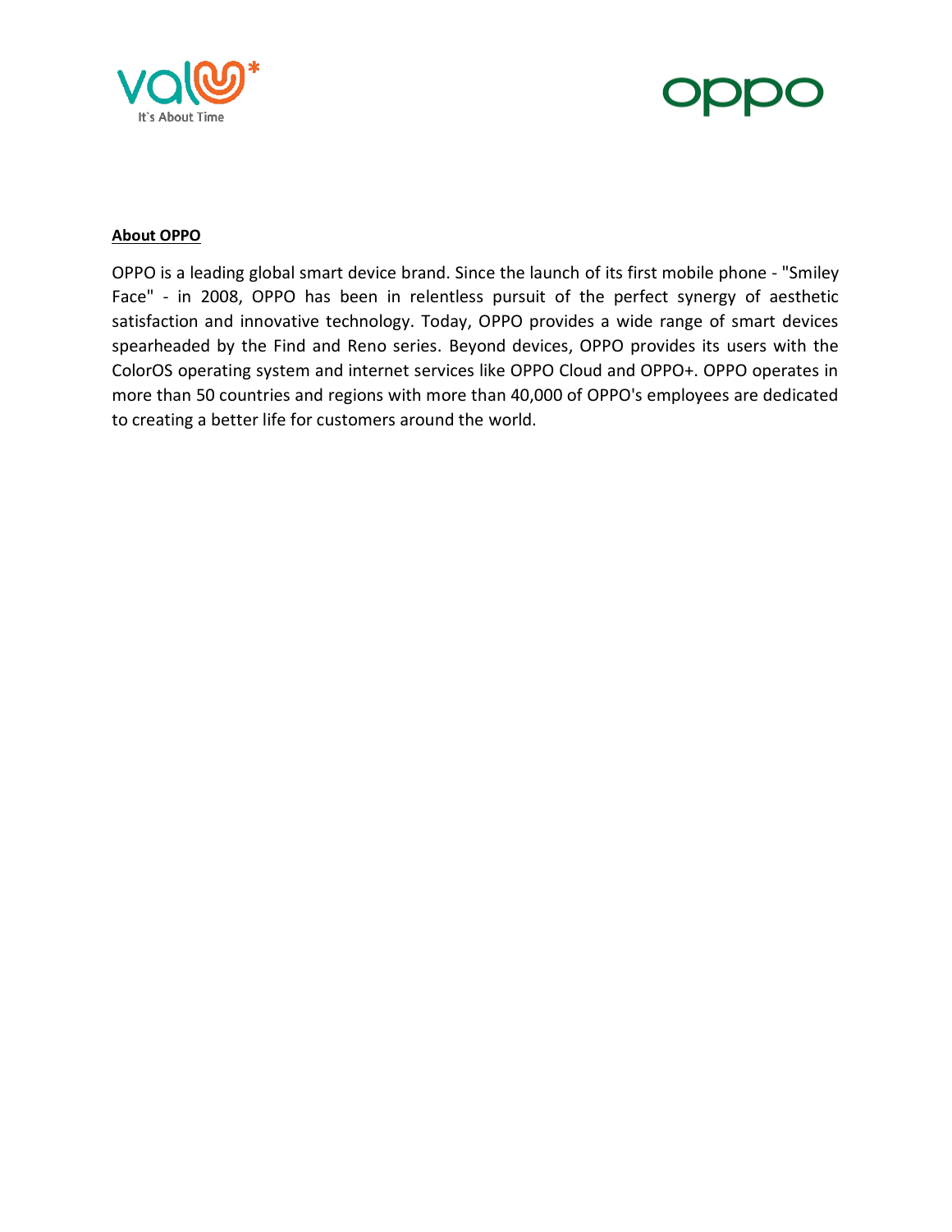**About OPPO**

OPPO is a leading global smart device brand. Since the launch of its first mobile phone - "Smiley Face" - in 2008, OPPO has been in relentless pursuit of the perfect synergy of aesthetic satisfaction and innovative technology. Today, OPPO provides a wide range of smart devices spearheaded by the Find and Reno series. Beyond devices, OPPO provides its users with the ColorOS operating system and internet services like OPPO Cloud and OPPO+. OPPO operates in more than 50 countries and regions with more than 40,000 of OPPO's employees are dedicated to creating a better life for customers around the world.